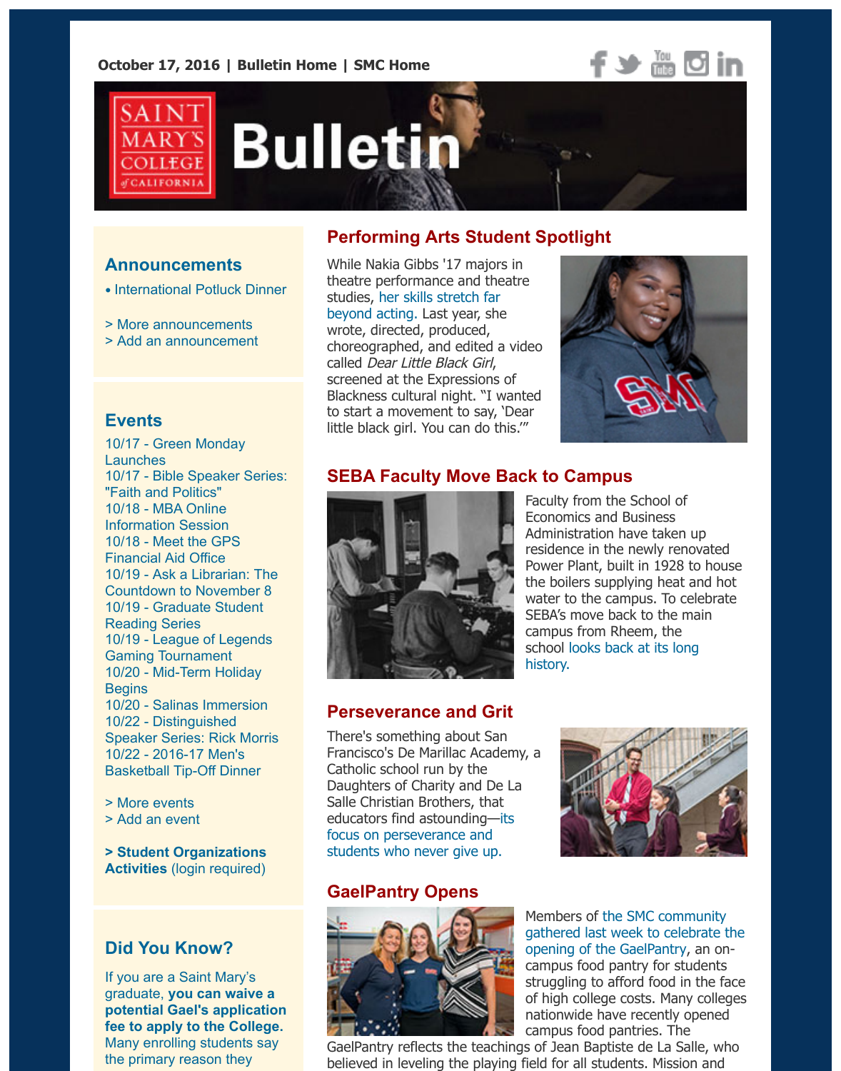October 17, 2016 | Bulletin Home | SMC Home

# Saint Mary's College of California Bulletin

## Announcements

• International Potluck Dinner

> More announcements
> Add an announcement

## Events

10/17 - Green Monday Launches
10/17 - Bible Speaker Series: "Faith and Politics"
10/18 - MBA Online Information Session
10/18 - Meet the GPS Financial Aid Office
10/19 - Ask a Librarian: The Countdown to November 8
10/19 - Graduate Student Reading Series
10/19 - League of Legends Gaming Tournament
10/20 - Mid-Term Holiday Begins
10/20 - Salinas Immersion
10/22 - Distinguished Speaker Series: Rick Morris
10/22 - 2016-17 Men's Basketball Tip-Off Dinner

> More events
> Add an event

**> Student Organizations Activities** (login required)

## Did You Know?

If you are a Saint Mary's graduate, **you can waive a potential Gael's application fee to apply to the College.** Many enrolling students say the primary reason they

## Performing Arts Student Spotlight

While Nakia Gibbs '17 majors in theatre performance and theatre studies, her skills stretch far beyond acting. Last year, she wrote, directed, produced, choreographed, and edited a video called *Dear Little Black Girl*, screened at the Expressions of Blackness cultural night. "I wanted to start a movement to say, 'Dear little black girl. You can do this.'"

## SEBA Faculty Move Back to Campus

Faculty from the School of Economics and Business Administration have taken up residence in the newly renovated Power Plant, built in 1928 to house the boilers supplying heat and hot water to the campus. To celebrate SEBA's move back to the main campus from Rheem, the school looks back at its long history.

## Perseverance and Grit

There's something about San Francisco's De Marillac Academy, a Catholic school run by the Daughters of Charity and De La Salle Christian Brothers, that educators find astounding—its focus on perseverance and students who never give up.

## GaelPantry Opens

Members of the SMC community gathered last week to celebrate the opening of the GaelPantry, an on-campus food pantry for students struggling to afford food in the face of high college costs. Many colleges nationwide have recently opened campus food pantries. The GaelPantry reflects the teachings of Jean Baptiste de La Salle, who believed in leveling the playing field for all students. Mission and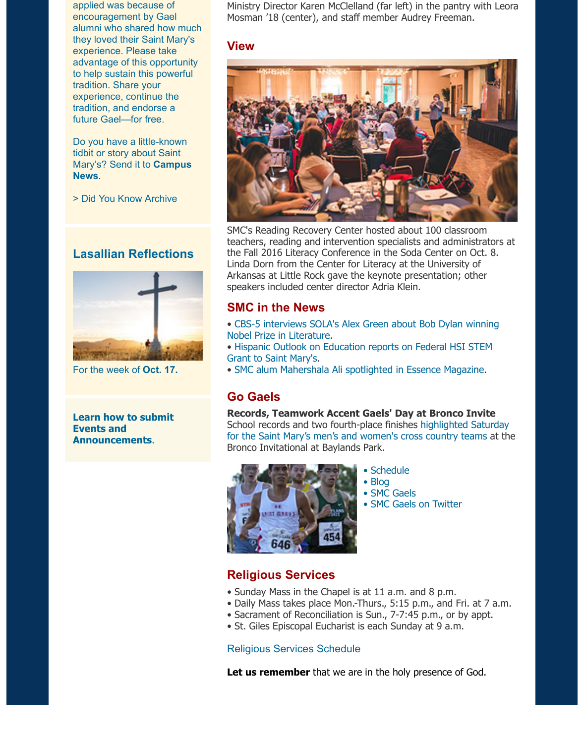applied was because of encouragement by Gael alumni who shared how much they loved their Saint Mary's experience. Please take advantage of this opportunity to help sustain this powerful tradition. Share your experience, continue the tradition, and endorse a future Gael—for free.

Do you have a little-known tidbit or story about Saint Mary's? Send it to **Campus News**.

> Did You Know Archive

## Lasallian Reflections

For the week of **Oct. 17.**

**Learn how to submit Events and Announcements**.

Ministry Director Karen McClelland (far left) in the pantry with Leora Mosman '18 (center), and staff member Audrey Freeman.

## View

SMC's Reading Recovery Center hosted about 100 classroom teachers, reading and intervention specialists and administrators at the Fall 2016 Literacy Conference in the Soda Center on Oct. 8. Linda Dorn from the Center for Literacy at the University of Arkansas at Little Rock gave the keynote presentation; other speakers included center director Adria Klein.

## SMC in the News

- CBS-5 interviews SOLA's Alex Green about Bob Dylan winning Nobel Prize in Literature.
- Hispanic Outlook on Education reports on Federal HSI STEM Grant to Saint Mary's.
- SMC alum Mahershala Ali spotlighted in Essence Magazine.

## Go Gaels

**Records, Teamwork Accent Gaels' Day at Bronco Invite**
School records and two fourth-place finishes highlighted Saturday for the Saint Mary's men's and women's cross country teams at the Bronco Invitational at Baylands Park.

- Schedule
- Blog
- SMC Gaels
- SMC Gaels on Twitter

## Religious Services

- Sunday Mass in the Chapel is at 11 a.m. and 8 p.m.
- Daily Mass takes place Mon.-Thurs., 5:15 p.m., and Fri. at 7 a.m.
- Sacrament of Reconciliation is Sun., 7-7:45 p.m., or by appt.
- St. Giles Episcopal Eucharist is each Sunday at 9 a.m.

Religious Services Schedule

**Let us remember** that we are in the holy presence of God.